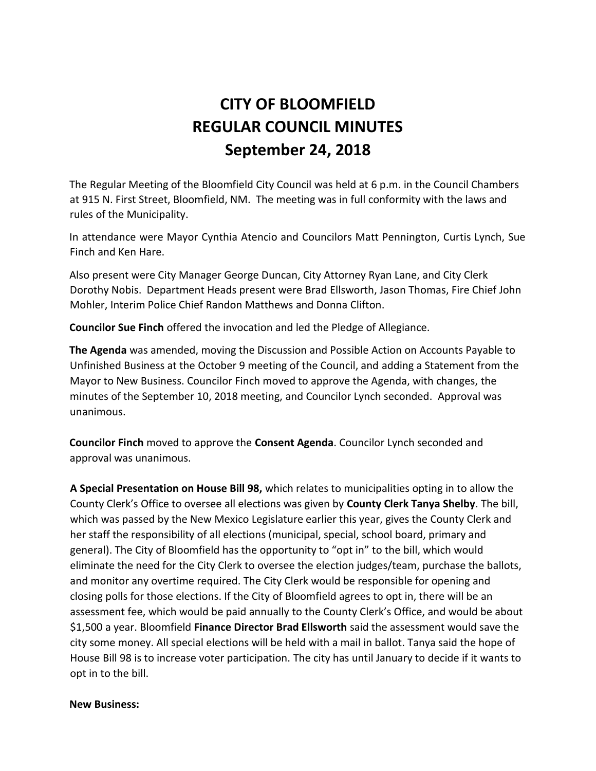# CITY OF BLOOMFIELD
# REGULAR COUNCIL MINUTES
# September 24, 2018

The Regular Meeting of the Bloomfield City Council was held at 6 p.m. in the Council Chambers at 915 N. First Street, Bloomfield, NM. The meeting was in full conformity with the laws and rules of the Municipality.

In attendance were Mayor Cynthia Atencio and Councilors Matt Pennington, Curtis Lynch, Sue Finch and Ken Hare.

Also present were City Manager George Duncan, City Attorney Ryan Lane, and City Clerk Dorothy Nobis. Department Heads present were Brad Ellsworth, Jason Thomas, Fire Chief John Mohler, Interim Police Chief Randon Matthews and Donna Clifton.

**Councilor Sue Finch** offered the invocation and led the Pledge of Allegiance.

**The Agenda** was amended, moving the Discussion and Possible Action on Accounts Payable to Unfinished Business at the October 9 meeting of the Council, and adding a Statement from the Mayor to New Business. Councilor Finch moved to approve the Agenda, with changes, the minutes of the September 10, 2018 meeting, and Councilor Lynch seconded. Approval was unanimous.

**Councilor Finch** moved to approve the **Consent Agenda**. Councilor Lynch seconded and approval was unanimous.

**A Special Presentation on House Bill 98,** which relates to municipalities opting in to allow the County Clerk's Office to oversee all elections was given by **County Clerk Tanya Shelby**. The bill, which was passed by the New Mexico Legislature earlier this year, gives the County Clerk and her staff the responsibility of all elections (municipal, special, school board, primary and general). The City of Bloomfield has the opportunity to "opt in" to the bill, which would eliminate the need for the City Clerk to oversee the election judges/team, purchase the ballots, and monitor any overtime required. The City Clerk would be responsible for opening and closing polls for those elections. If the City of Bloomfield agrees to opt in, there will be an assessment fee, which would be paid annually to the County Clerk's Office, and would be about $1,500 a year. Bloomfield **Finance Director Brad Ellsworth** said the assessment would save the city some money. All special elections will be held with a mail in ballot. Tanya said the hope of House Bill 98 is to increase voter participation. The city has until January to decide if it wants to opt in to the bill.

**New Business:**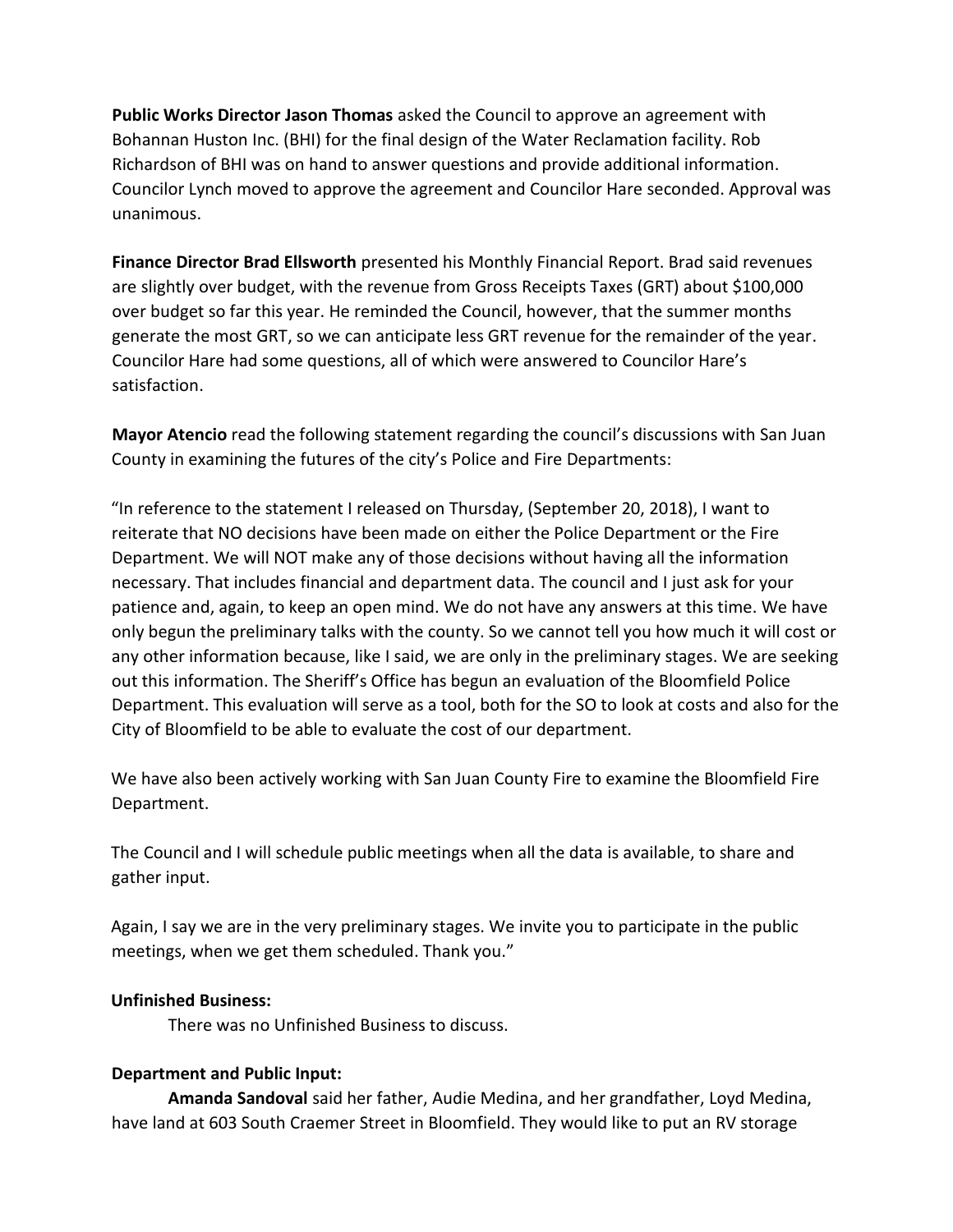**Public Works Director Jason Thomas** asked the Council to approve an agreement with Bohannan Huston Inc. (BHI) for the final design of the Water Reclamation facility. Rob Richardson of BHI was on hand to answer questions and provide additional information. Councilor Lynch moved to approve the agreement and Councilor Hare seconded. Approval was unanimous.

**Finance Director Brad Ellsworth** presented his Monthly Financial Report. Brad said revenues are slightly over budget, with the revenue from Gross Receipts Taxes (GRT) about $100,000 over budget so far this year. He reminded the Council, however, that the summer months generate the most GRT, so we can anticipate less GRT revenue for the remainder of the year. Councilor Hare had some questions, all of which were answered to Councilor Hare's satisfaction.

**Mayor Atencio** read the following statement regarding the council's discussions with San Juan County in examining the futures of the city's Police and Fire Departments:

"In reference to the statement I released on Thursday, (September 20, 2018), I want to reiterate that NO decisions have been made on either the Police Department or the Fire Department. We will NOT make any of those decisions without having all the information necessary. That includes financial and department data. The council and I just ask for your patience and, again, to keep an open mind. We do not have any answers at this time. We have only begun the preliminary talks with the county. So we cannot tell you how much it will cost or any other information because, like I said, we are only in the preliminary stages. We are seeking out this information. The Sheriff's Office has begun an evaluation of the Bloomfield Police Department. This evaluation will serve as a tool, both for the SO to look at costs and also for the City of Bloomfield to be able to evaluate the cost of our department.

We have also been actively working with San Juan County Fire to examine the Bloomfield Fire Department.

The Council and I will schedule public meetings when all the data is available, to share and gather input.

Again, I say we are in the very preliminary stages. We invite you to participate in the public meetings, when we get them scheduled. Thank you."

**Unfinished Business:**

There was no Unfinished Business to discuss.

**Department and Public Input:**

**Amanda Sandoval** said her father, Audie Medina, and her grandfather, Loyd Medina, have land at 603 South Craemer Street in Bloomfield. They would like to put an RV storage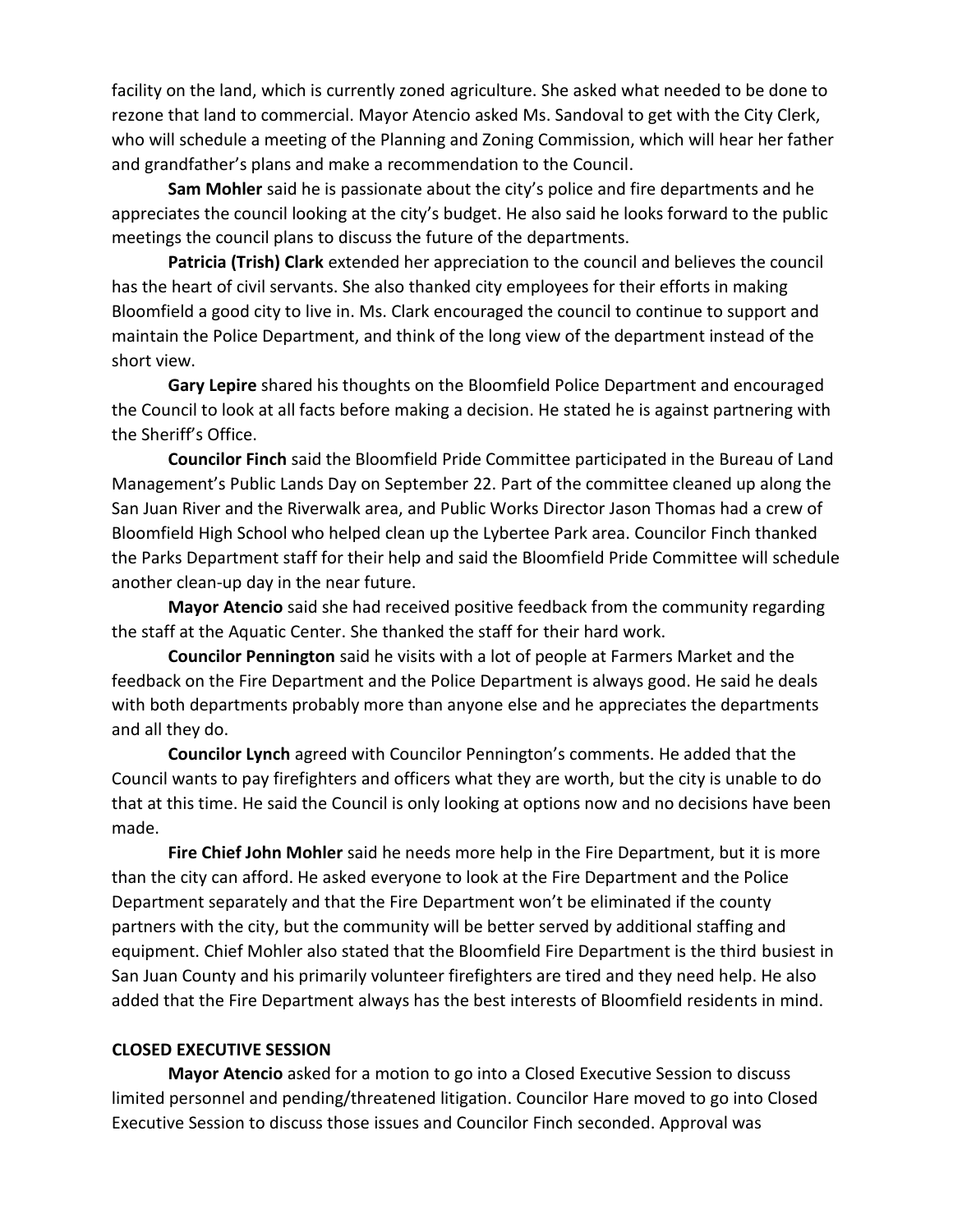facility on the land, which is currently zoned agriculture. She asked what needed to be done to rezone that land to commercial. Mayor Atencio asked Ms. Sandoval to get with the City Clerk, who will schedule a meeting of the Planning and Zoning Commission, which will hear her father and grandfather's plans and make a recommendation to the Council.

**Sam Mohler** said he is passionate about the city's police and fire departments and he appreciates the council looking at the city's budget. He also said he looks forward to the public meetings the council plans to discuss the future of the departments.

**Patricia (Trish) Clark** extended her appreciation to the council and believes the council has the heart of civil servants. She also thanked city employees for their efforts in making Bloomfield a good city to live in. Ms. Clark encouraged the council to continue to support and maintain the Police Department, and think of the long view of the department instead of the short view.

**Gary Lepire** shared his thoughts on the Bloomfield Police Department and encouraged the Council to look at all facts before making a decision. He stated he is against partnering with the Sheriff's Office.

**Councilor Finch** said the Bloomfield Pride Committee participated in the Bureau of Land Management's Public Lands Day on September 22. Part of the committee cleaned up along the San Juan River and the Riverwalk area, and Public Works Director Jason Thomas had a crew of Bloomfield High School who helped clean up the Lybertee Park area. Councilor Finch thanked the Parks Department staff for their help and said the Bloomfield Pride Committee will schedule another clean-up day in the near future.

**Mayor Atencio** said she had received positive feedback from the community regarding the staff at the Aquatic Center. She thanked the staff for their hard work.

**Councilor Pennington** said he visits with a lot of people at Farmers Market and the feedback on the Fire Department and the Police Department is always good. He said he deals with both departments probably more than anyone else and he appreciates the departments and all they do.

**Councilor Lynch** agreed with Councilor Pennington's comments. He added that the Council wants to pay firefighters and officers what they are worth, but the city is unable to do that at this time. He said the Council is only looking at options now and no decisions have been made.

**Fire Chief John Mohler** said he needs more help in the Fire Department, but it is more than the city can afford. He asked everyone to look at the Fire Department and the Police Department separately and that the Fire Department won't be eliminated if the county partners with the city, but the community will be better served by additional staffing and equipment. Chief Mohler also stated that the Bloomfield Fire Department is the third busiest in San Juan County and his primarily volunteer firefighters are tired and they need help. He also added that the Fire Department always has the best interests of Bloomfield residents in mind.

## CLOSED EXECUTIVE SESSION

**Mayor Atencio** asked for a motion to go into a Closed Executive Session to discuss limited personnel and pending/threatened litigation. Councilor Hare moved to go into Closed Executive Session to discuss those issues and Councilor Finch seconded. Approval was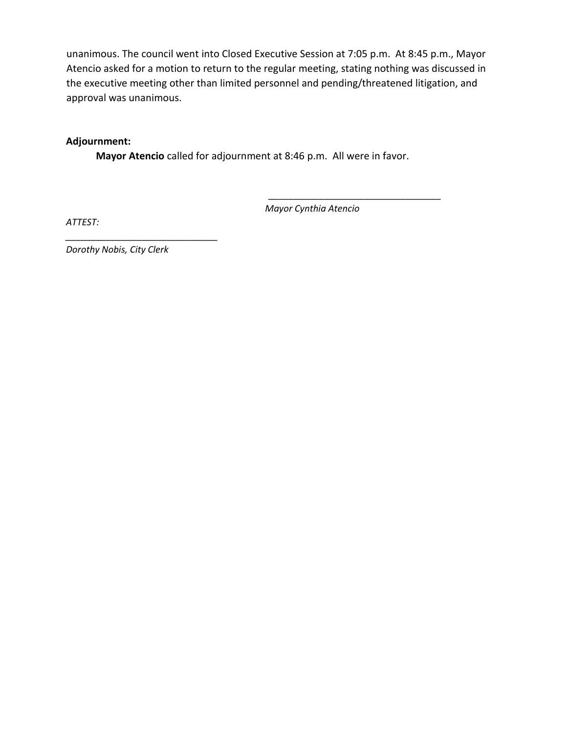unanimous. The council went into Closed Executive Session at 7:05 p.m. At 8:45 p.m., Mayor Atencio asked for a motion to return to the regular meeting, stating nothing was discussed in the executive meeting other than limited personnel and pending/threatened litigation, and approval was unanimous.

**Adjournment:**

**Mayor Atencio** called for adjournment at 8:46 p.m. All were in favor.

_________________________________

*Mayor Cynthia Atencio*

*ATTEST:*

_____________________________

*Dorothy Nobis, City Clerk*